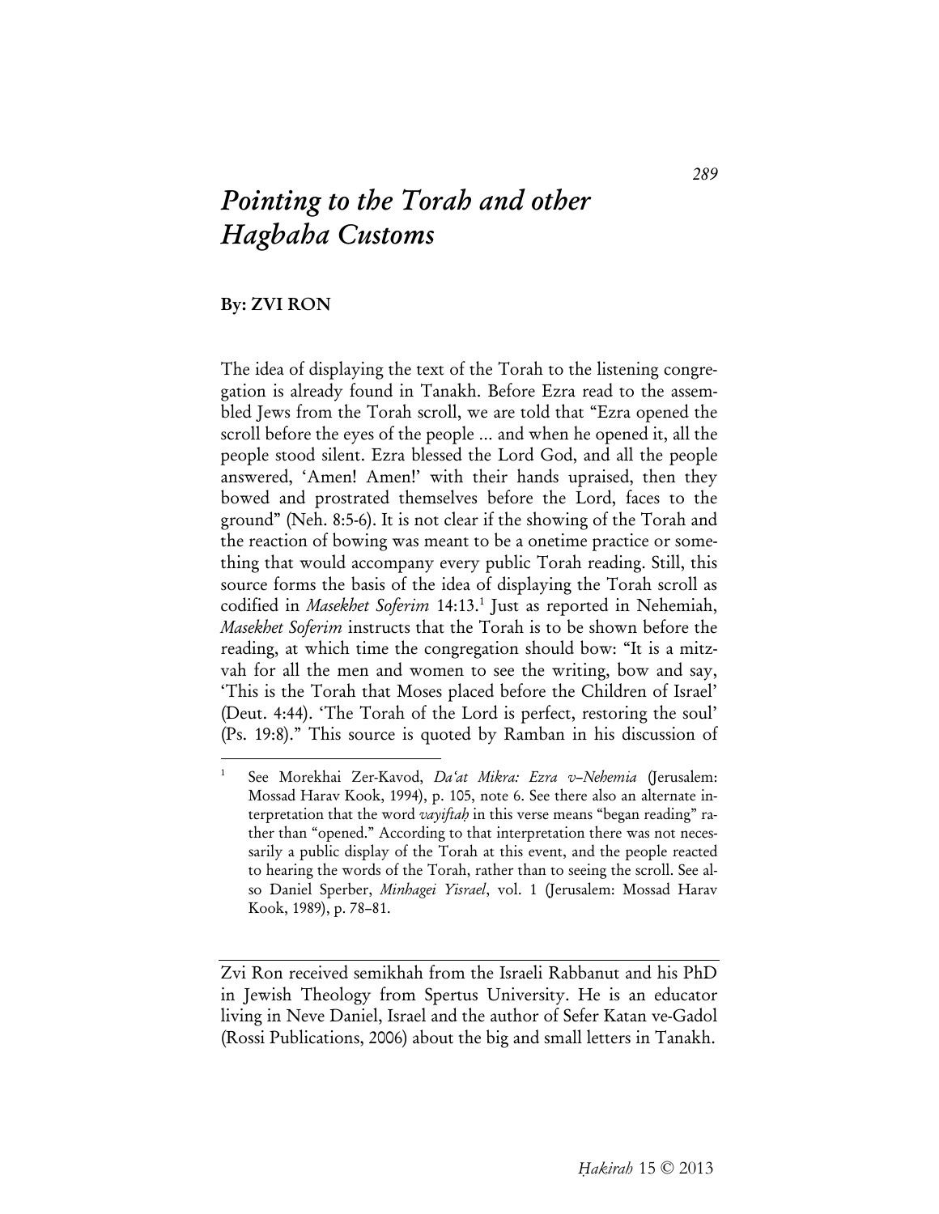# *Pointing to the Torah and other Hagbaha Customs*

**By: ZVI RON**

The idea of displaying the text of the Torah to the listening congregation is already found in Tanakh. Before Ezra read to the assembled Jews from the Torah scroll, we are told that "Ezra opened the scroll before the eyes of the people ... and when he opened it, all the people stood silent. Ezra blessed the Lord God, and all the people answered, 'Amen! Amen!' with their hands upraised, then they bowed and prostrated themselves before the Lord, faces to the ground" (Neh. 8:5-6). It is not clear if the showing of the Torah and the reaction of bowing was meant to be a onetime practice or something that would accompany every public Torah reading. Still, this source forms the basis of the idea of displaying the Torah scroll as codified in *Masekhet Soferim* 14:13.[1] Just as reported in Nehemiah, *Masekhet Soferim* instructs that the Torah is to be shown before the reading, at which time the congregation should bow: "It is a mitzvah for all the men and women to see the writing, bow and say, 'This is the Torah that Moses placed before the Children of Israel' (Deut. 4:44). 'The Torah of the Lord is perfect, restoring the soul' (Ps. 19:8)." This source is quoted by Ramban in his discussion of

---

[1] See Morekhai Zer-Kavod, *Da'at Mikra: Ezra v–Nehemia* (Jerusalem: Mossad Harav Kook, 1994), p. 105, note 6. See there also an alternate interpretation that the word *vayiftaḥ* in this verse means "began reading" rather than "opened." According to that interpretation there was not necessarily a public display of the Torah at this event, and the people reacted to hearing the words of the Torah, rather than to seeing the scroll. See also Daniel Sperber, *Minhagei Yisrael*, vol. 1 (Jerusalem: Mossad Harav Kook, 1989), p. 78–81.

---

Zvi Ron received semikhah from the Israeli Rabbanut and his PhD in Jewish Theology from Spertus University. He is an educator living in Neve Daniel, Israel and the author of Sefer Katan ve-Gadol (Rossi Publications, 2006) about the big and small letters in Tanakh.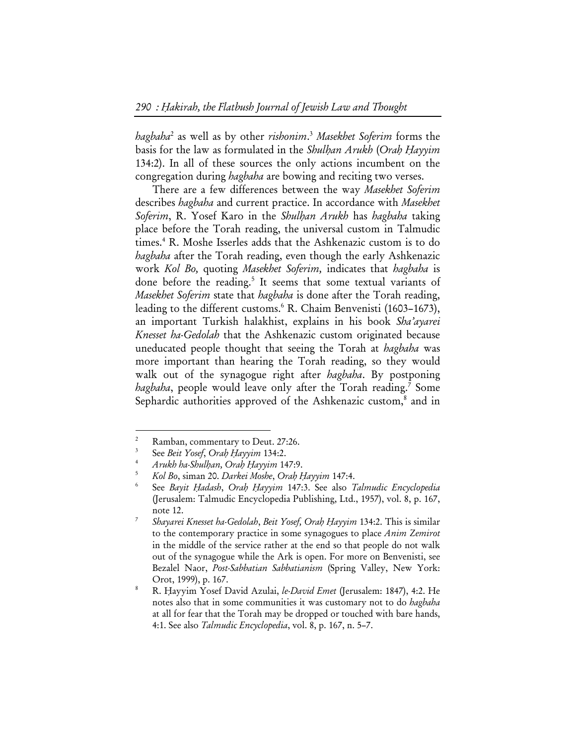*hagbaha*[2] as well as by other *rishonim*.[3] *Masekhet Soferim* forms the basis for the law as formulated in the *Shulḥan Arukh* (*Oraḥ Ḥayyim* 134:2). In all of these sources the only actions incumbent on the congregation during *hagbaha* are bowing and reciting two verses.

There are a few differences between the way *Masekhet Soferim* describes *hagbaha* and current practice. In accordance with *Masekhet Soferim*, R. Yosef Karo in the *Shulḥan Arukh* has *hagbaha* taking place before the Torah reading, the universal custom in Talmudic times.[4] R. Moshe Isserles adds that the Ashkenazic custom is to do *hagbaha* after the Torah reading, even though the early Ashkenazic work *Kol Bo,* quoting *Masekhet Soferim,* indicates that *hagbaha* is done before the reading.[5] It seems that some textual variants of *Masekhet Soferim* state that *hagbaha* is done after the Torah reading, leading to the different customs.[6] R. Chaim Benvenisti (1603–1673), an important Turkish halakhist, explains in his book *Sha'ayarei Knesset ha-Gedolah* that the Ashkenazic custom originated because uneducated people thought that seeing the Torah at *hagbaha* was more important than hearing the Torah reading, so they would walk out of the synagogue right after *hagbaha*. By postponing *hagbaha*, people would leave only after the Torah reading.[7] Some Sephardic authorities approved of the Ashkenazic custom,[8] and in

---

[2] Ramban, commentary to Deut. 27:26.

[3] See *Beit Yosef*, *Oraḥ Ḥayyim* 134:2.

[4] *Arukh ha-Shulḥan, Oraḥ Ḥayyim* 147:9.

[5] *Kol Bo*, siman 20. *Darkei Moshe*, *Oraḥ Ḥayyim* 147:4.

[6] See *Bayit Ḥadash*, *Oraḥ Ḥayyim* 147:3. See also *Talmudic Encyclopedia* (Jerusalem: Talmudic Encyclopedia Publishing, Ltd., 1957), vol. 8, p. 167, note 12.

[7] *Shayarei Knesset ha-Gedolah*, *Beit Yosef, Oraḥ Ḥayyim* 134:2. This is similar to the contemporary practice in some synagogues to place *Anim Zemirot* in the middle of the service rather at the end so that people do not walk out of the synagogue while the Ark is open. For more on Benvenisti, see Bezalel Naor, *Post-Sabbatian Sabbatianism* (Spring Valley, New York: Orot, 1999), p. 167.

[8] R. Ḥayyim Yosef David Azulai, *le-David Emet* (Jerusalem: 1847), 4:2. He notes also that in some communities it was customary not to do *hagbaha* at all for fear that the Torah may be dropped or touched with bare hands, 4:1. See also *Talmudic Encyclopedia*, vol. 8, p. 167, n. 5–7.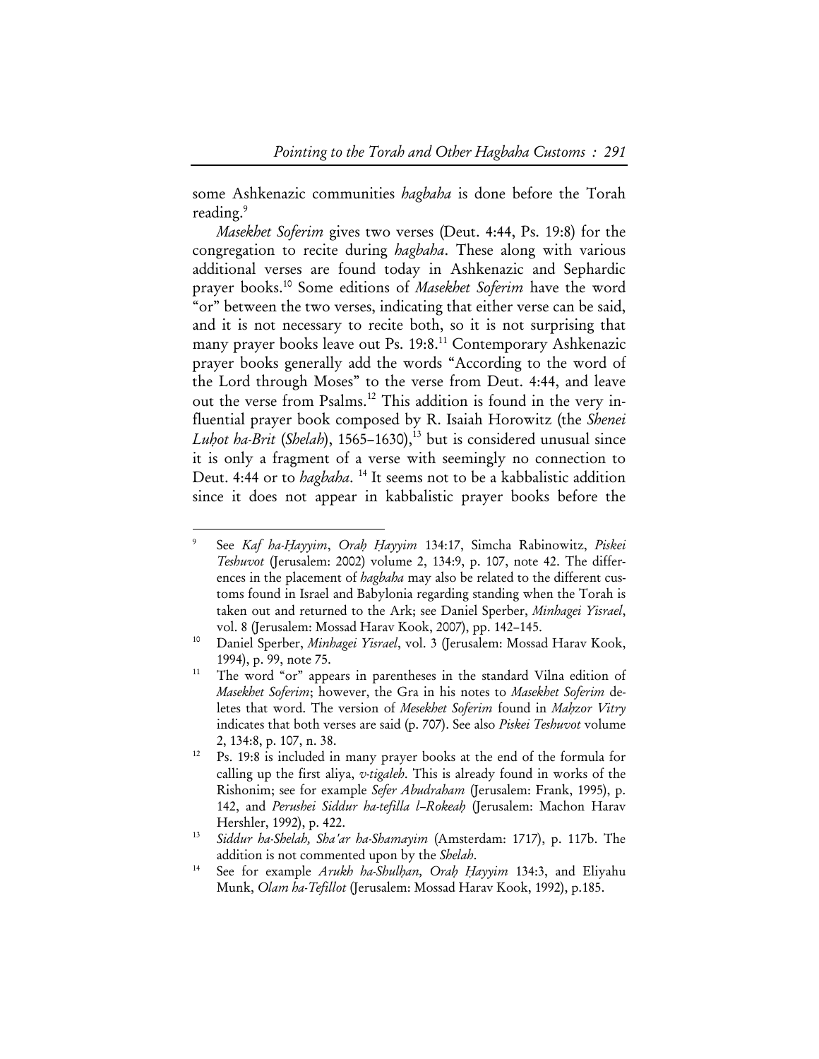some Ashkenazic communities *hagbaha* is done before the Torah reading.[9]

*Masekhet Soferim* gives two verses (Deut. 4:44, Ps. 19:8) for the congregation to recite during *hagbaha*. These along with various additional verses are found today in Ashkenazic and Sephardic prayer books.[10] Some editions of *Masekhet Soferim* have the word "or" between the two verses, indicating that either verse can be said, and it is not necessary to recite both, so it is not surprising that many prayer books leave out Ps. 19:8.[11] Contemporary Ashkenazic prayer books generally add the words "According to the word of the Lord through Moses" to the verse from Deut. 4:44, and leave out the verse from Psalms.[12] This addition is found in the very influential prayer book composed by R. Isaiah Horowitz (the *Shenei Luḥot ha-Brit* (*Shelah*), 1565–1630),[13] but is considered unusual since it is only a fragment of a verse with seemingly no connection to Deut. 4:44 or to *hagbaha*. [14] It seems not to be a kabbalistic addition since it does not appear in kabbalistic prayer books before the

---

[9] See *Kaf ha-Ḥayyim*, *Oraḥ Ḥayyim* 134:17, Simcha Rabinowitz, *Piskei Teshuvot* (Jerusalem: 2002) volume 2, 134:9, p. 107, note 42. The differences in the placement of *hagbaha* may also be related to the different customs found in Israel and Babylonia regarding standing when the Torah is taken out and returned to the Ark; see Daniel Sperber, *Minhagei Yisrael*, vol. 8 (Jerusalem: Mossad Harav Kook, 2007), pp. 142–145.

[10] Daniel Sperber, *Minhagei Yisrael*, vol. 3 (Jerusalem: Mossad Harav Kook, 1994), p. 99, note 75.

[11] The word "or" appears in parentheses in the standard Vilna edition of *Masekhet Soferim*; however, the Gra in his notes to *Masekhet Soferim* deletes that word. The version of *Mesekhet Soferim* found in *Maḥzor Vitry* indicates that both verses are said (p. 707). See also *Piskei Teshuvot* volume 2, 134:8, p. 107, n. 38.

[12] Ps. 19:8 is included in many prayer books at the end of the formula for calling up the first aliya, *v-tigaleh*. This is already found in works of the Rishonim; see for example *Sefer Abudraham* (Jerusalem: Frank, 1995), p. 142, and *Perushei Siddur ha-tefilla l–Rokeaḥ* (Jerusalem: Machon Harav Hershler, 1992), p. 422.

[13] *Siddur ha-Shelah, Sha'ar ha-Shamayim* (Amsterdam: 1717), p. 117b. The addition is not commented upon by the *Shelah*.

[14] See for example *Arukh ha-Shulḥan, Oraḥ Ḥayyim* 134:3, and Eliyahu Munk, *Olam ha-Tefillot* (Jerusalem: Mossad Harav Kook, 1992), p.185.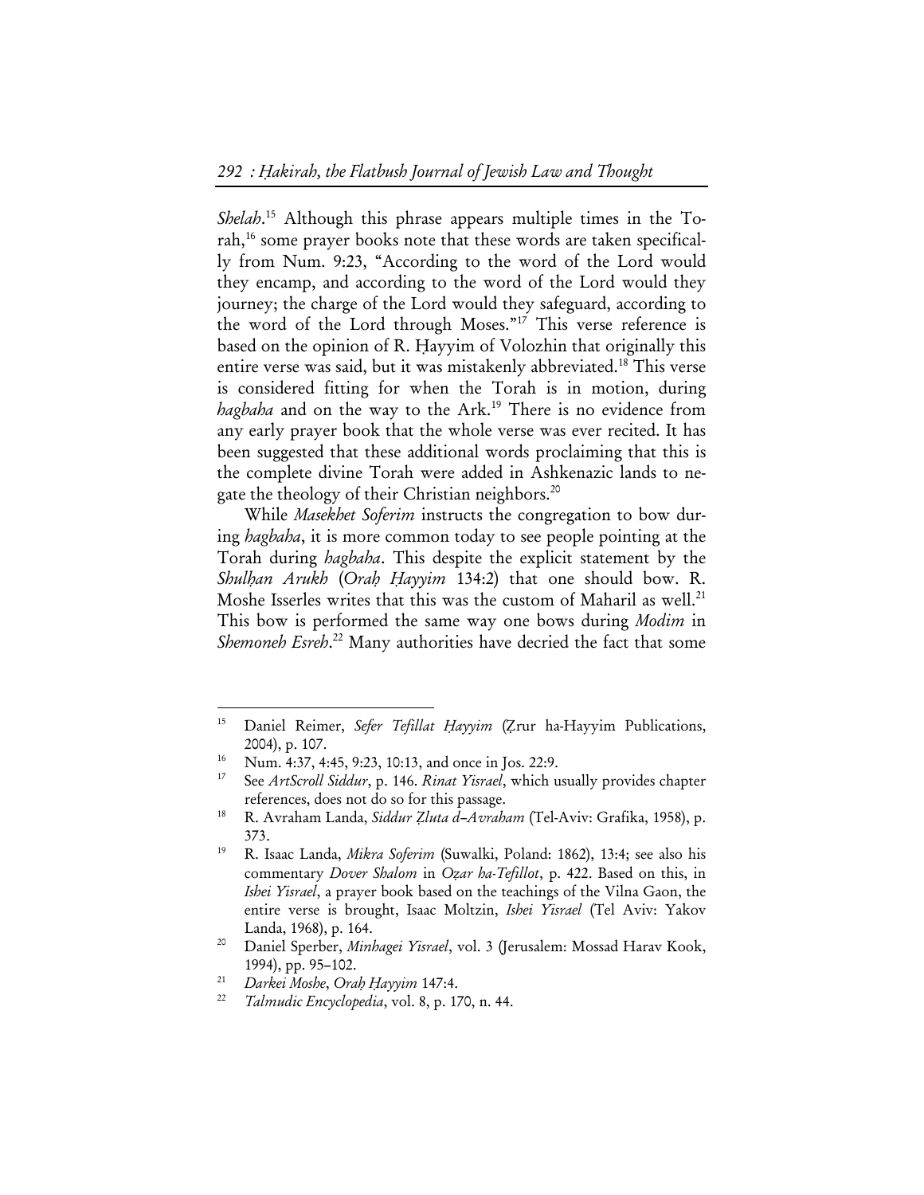*Shelah*.[15] Although this phrase appears multiple times in the Torah,[16] some prayer books note that these words are taken specifically from Num. 9:23, "According to the word of the Lord would they encamp, and according to the word of the Lord would they journey; the charge of the Lord would they safeguard, according to the word of the Lord through Moses."[17] This verse reference is based on the opinion of R. Ḥayyim of Volozhin that originally this entire verse was said, but it was mistakenly abbreviated.[18] This verse is considered fitting for when the Torah is in motion, during *hagbaha* and on the way to the Ark.[19] There is no evidence from any early prayer book that the whole verse was ever recited. It has been suggested that these additional words proclaiming that this is the complete divine Torah were added in Ashkenazic lands to negate the theology of their Christian neighbors.[20]

While *Masekhet Soferim* instructs the congregation to bow during *hagbaha*, it is more common today to see people pointing at the Torah during *hagbaha*. This despite the explicit statement by the *Shulḥan Arukh* (*Oraḥ Ḥayyim* 134:2) that one should bow. R. Moshe Isserles writes that this was the custom of Maharil as well.[21] This bow is performed the same way one bows during *Modim* in *Shemoneh Esreh*.[22] Many authorities have decried the fact that some

---

[15] Daniel Reimer, *Sefer Tefillat Ḥayyim* (Ẓrur ha-Hayyim Publications, 2004), p. 107.

[16] Num. 4:37, 4:45, 9:23, 10:13, and once in Jos. 22:9.

[17] See *ArtScroll Siddur*, p. 146. *Rinat Yisrael*, which usually provides chapter references, does not do so for this passage.

[18] R. Avraham Landa, *Siddur Ẓluta d–Avraham* (Tel-Aviv: Grafika, 1958), p. 373.

[19] R. Isaac Landa, *Mikra Soferim* (Suwalki, Poland: 1862), 13:4; see also his commentary *Dover Shalom* in *Oẓar ha-Tefillot*, p. 422. Based on this, in *Ishei Yisrael*, a prayer book based on the teachings of the Vilna Gaon, the entire verse is brought, Isaac Moltzin, *Ishei Yisrael* (Tel Aviv: Yakov Landa, 1968), p. 164.

[20] Daniel Sperber, *Minhagei Yisrael*, vol. 3 (Jerusalem: Mossad Harav Kook, 1994), pp. 95–102.

[21] *Darkei Moshe*, *Oraḥ Ḥayyim* 147:4.

[22] *Talmudic Encyclopedia*, vol. 8, p. 170, n. 44.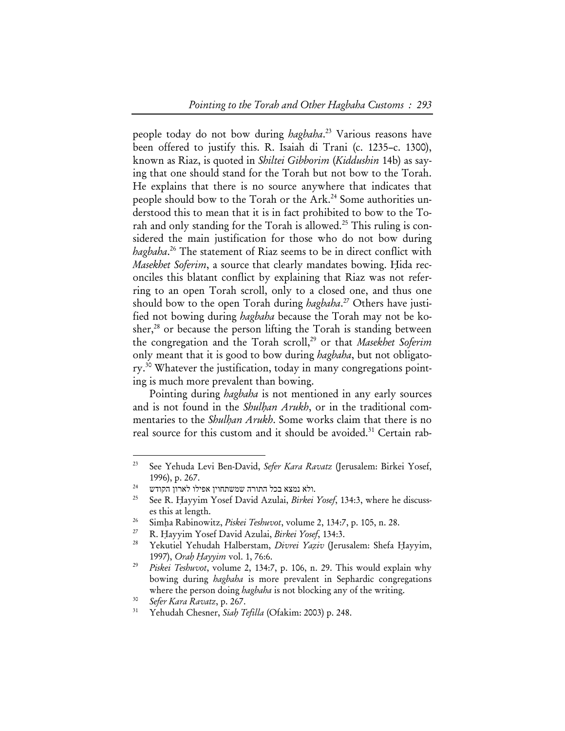people today do not bow during *hagbaha*.[23] Various reasons have been offered to justify this. R. Isaiah di Trani (c. 1235–c. 1300), known as Riaz, is quoted in *Shiltei Gibborim* (*Kiddushin* 14b) as saying that one should stand for the Torah but not bow to the Torah. He explains that there is no source anywhere that indicates that people should bow to the Torah or the Ark.[24] Some authorities understood this to mean that it is in fact prohibited to bow to the Torah and only standing for the Torah is allowed.[25] This ruling is considered the main justification for those who do not bow during *hagbaha*.[26] The statement of Riaz seems to be in direct conflict with *Masekhet Soferim*, a source that clearly mandates bowing. Ḥida reconciles this blatant conflict by explaining that Riaz was not referring to an open Torah scroll, only to a closed one, and thus one should bow to the open Torah during *hagbaha*.[27] Others have justified not bowing during *hagbaha* because the Torah may not be kosher,[28] or because the person lifting the Torah is standing between the congregation and the Torah scroll,[29] or that *Masekhet Soferim* only meant that it is good to bow during *hagbaha*, but not obligatory.[30] Whatever the justification, today in many congregations pointing is much more prevalent than bowing.

Pointing during *hagbaha* is not mentioned in any early sources and is not found in the *Shulḥan Arukh*, or in the traditional commentaries to the *Shulḥan Arukh*. Some works claim that there is no real source for this custom and it should be avoided.[31] Certain rab-

---

23 See Yehuda Levi Ben-David, *Sefer Kara Ravatz* (Jerusalem: Birkei Yosef, 1996), p. 267.

24 ולא נמצא בכל התורה שמשתחוין אפילו לארון הקודש.

25 See R. Ḥayyim Yosef David Azulai, *Birkei Yosef*, 134:3, where he discusses this at length.

26 Simḥa Rabinowitz, *Piskei Teshuvot*, volume 2, 134:7, p. 105, n. 28.

27 R. Ḥayyim Yosef David Azulai, *Birkei Yosef*, 134:3.

28 Yekutiel Yehudah Halberstam, *Divrei Yaẓiv* (Jerusalem: Shefa Ḥayyim, 1997), *Oraḥ Ḥayyim* vol. 1, 76:6.

29 *Piskei Teshuvot*, volume 2, 134:7, p. 106, n. 29. This would explain why bowing during *hagbaha* is more prevalent in Sephardic congregations where the person doing *hagbaha* is not blocking any of the writing.

30 *Sefer Kara Ravatz*, p. 267.

31 Yehudah Chesner, *Siaḥ Tefilla* (Ofakim: 2003) p. 248.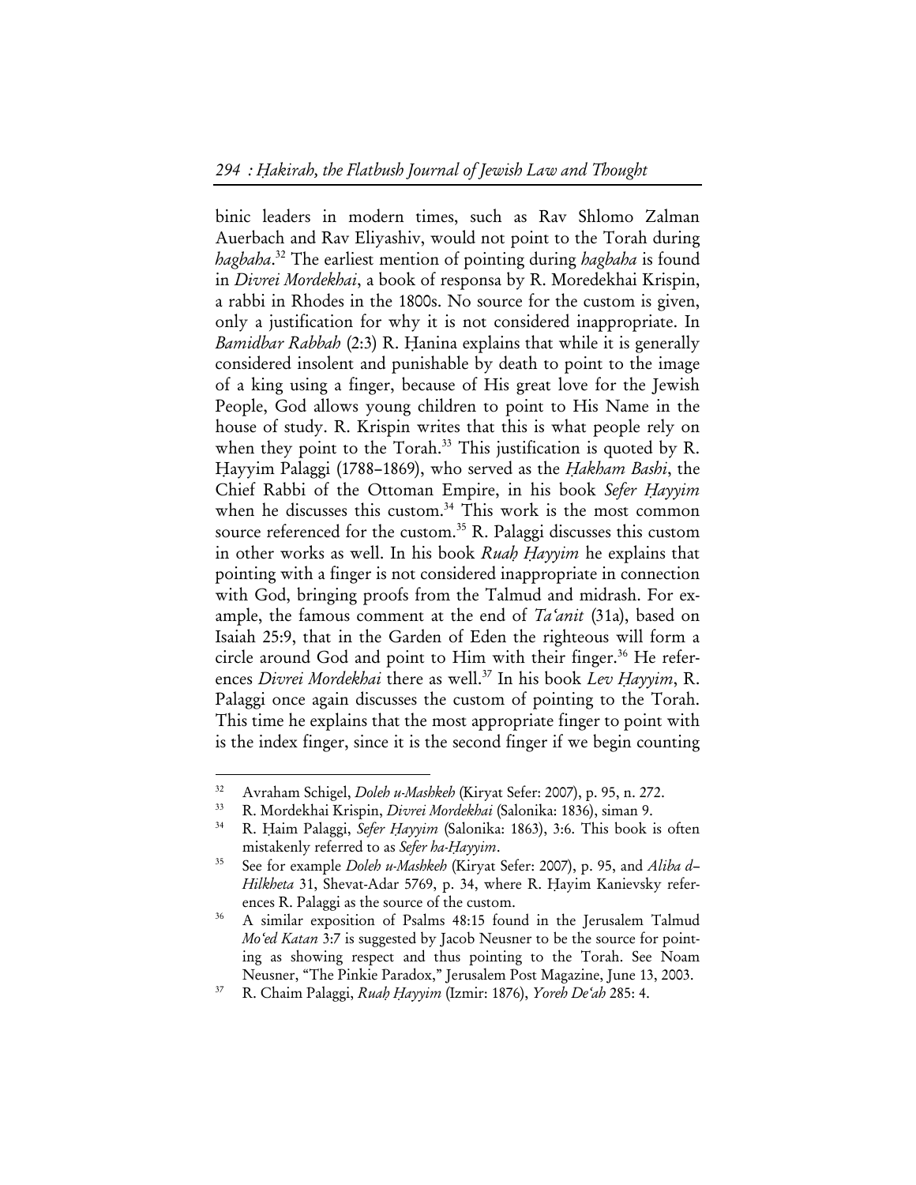binic leaders in modern times, such as Rav Shlomo Zalman Auerbach and Rav Eliyashiv, would not point to the Torah during *hagbaha*.[32] The earliest mention of pointing during *hagbaha* is found in *Divrei Mordekhai*, a book of responsa by R. Moredekhai Krispin, a rabbi in Rhodes in the 1800s. No source for the custom is given, only a justification for why it is not considered inappropriate. In *Bamidbar Rabbah* (2:3) R. Ḥanina explains that while it is generally considered insolent and punishable by death to point to the image of a king using a finger, because of His great love for the Jewish People, God allows young children to point to His Name in the house of study. R. Krispin writes that this is what people rely on when they point to the Torah.[33] This justification is quoted by R. Ḥayyim Palaggi (1788–1869), who served as the *Ḥakham Bashi*, the Chief Rabbi of the Ottoman Empire, in his book *Sefer Ḥayyim* when he discusses this custom.[34] This work is the most common source referenced for the custom.[35] R. Palaggi discusses this custom in other works as well. In his book *Ruaḥ Ḥayyim* he explains that pointing with a finger is not considered inappropriate in connection with God, bringing proofs from the Talmud and midrash. For example, the famous comment at the end of *Ta'anit* (31a), based on Isaiah 25:9, that in the Garden of Eden the righteous will form a circle around God and point to Him with their finger.[36] He references *Divrei Mordekhai* there as well.[37] In his book *Lev Ḥayyim*, R. Palaggi once again discusses the custom of pointing to the Torah. This time he explains that the most appropriate finger to point with is the index finger, since it is the second finger if we begin counting

---

[32] Avraham Schigel, *Doleh u-Mashkeh* (Kiryat Sefer: 2007), p. 95, n. 272.

[33] R. Mordekhai Krispin, *Divrei Mordekhai* (Salonika: 1836), siman 9.

[34] R. Ḥaim Palaggi, *Sefer Ḥayyim* (Salonika: 1863), 3:6. This book is often mistakenly referred to as *Sefer ha-Ḥayyim*.

[35] See for example *Doleh u-Mashkeh* (Kiryat Sefer: 2007), p. 95, and *Aliba d–Hilkheta* 31, Shevat-Adar 5769, p. 34, where R. Ḥayim Kanievsky references R. Palaggi as the source of the custom.

[36] A similar exposition of Psalms 48:15 found in the Jerusalem Talmud *Mo'ed Katan* 3:7 is suggested by Jacob Neusner to be the source for pointing as showing respect and thus pointing to the Torah. See Noam Neusner, "The Pinkie Paradox," Jerusalem Post Magazine, June 13, 2003.

[37] R. Chaim Palaggi, *Ruaḥ Ḥayyim* (Izmir: 1876), *Yoreh De'ah* 285: 4.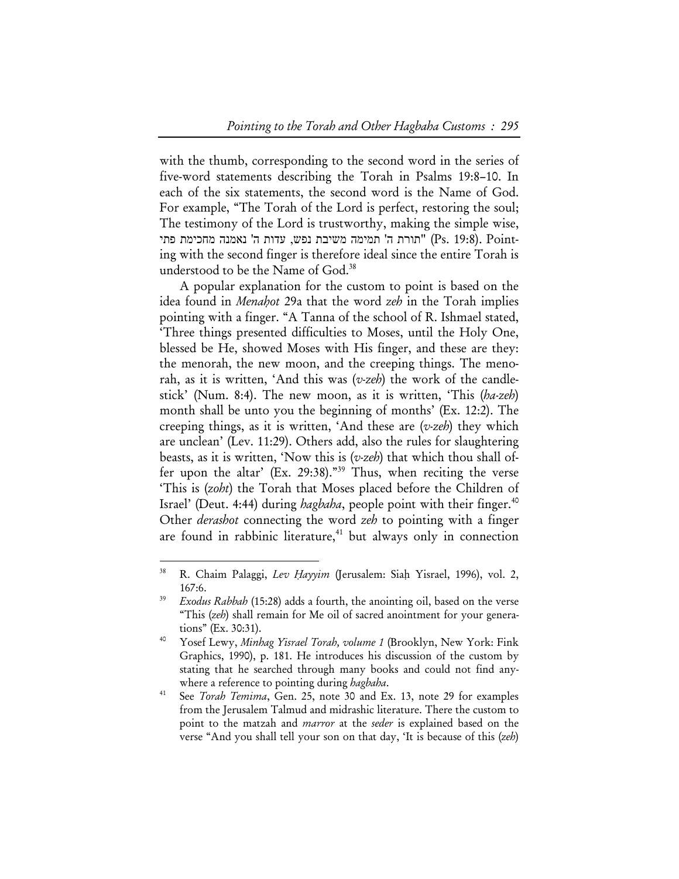with the thumb, corresponding to the second word in the series of five-word statements describing the Torah in Psalms 19:8–10. In each of the six statements, the second word is the Name of God. For example, "The Torah of the Lord is perfect, restoring the soul; The testimony of the Lord is trustworthy, making the simple wise, "תורת ה' תמימה משיבת נפש, עדות ה' נאמנה מחכימת פתי" (Ps. 19:8). Pointing with the second finger is therefore ideal since the entire Torah is understood to be the Name of God.[38]

A popular explanation for the custom to point is based on the idea found in *Menaḥot* 29a that the word *zeh* in the Torah implies pointing with a finger. "A Tanna of the school of R. Ishmael stated, 'Three things presented difficulties to Moses, until the Holy One, blessed be He, showed Moses with His finger, and these are they: the menorah, the new moon, and the creeping things. The menorah, as it is written, 'And this was (*v-zeh*) the work of the candlestick' (Num. 8:4). The new moon, as it is written, 'This (*ha-zeh*) month shall be unto you the beginning of months' (Ex. 12:2). The creeping things, as it is written, 'And these are (*v-zeh*) they which are unclean' (Lev. 11:29). Others add, also the rules for slaughtering beasts, as it is written, 'Now this is (*v-zeh*) that which thou shall offer upon the altar' (Ex. 29:38)."[39] Thus, when reciting the verse 'This is (*zoht*) the Torah that Moses placed before the Children of Israel' (Deut. 4:44) during *hagbaha*, people point with their finger.[40] Other *derashot* connecting the word *zeh* to pointing with a finger are found in rabbinic literature,[41] but always only in connection

---

[38] R. Chaim Palaggi, *Lev Ḥayyim* (Jerusalem: Siaḥ Yisrael, 1996), vol. 2, 167:6.

[39] *Exodus Rabbah* (15:28) adds a fourth, the anointing oil, based on the verse "This (*zeh*) shall remain for Me oil of sacred anointment for your generations" (Ex. 30:31).

[40] Yosef Lewy, *Minhag Yisrael Torah, volume 1* (Brooklyn, New York: Fink Graphics, 1990), p. 181. He introduces his discussion of the custom by stating that he searched through many books and could not find anywhere a reference to pointing during *hagbaha*.

[41] See *Torah Temima*, Gen. 25, note 30 and Ex. 13, note 29 for examples from the Jerusalem Talmud and midrashic literature. There the custom to point to the matzah and *marror* at the *seder* is explained based on the verse "And you shall tell your son on that day, 'It is because of this (*zeh*)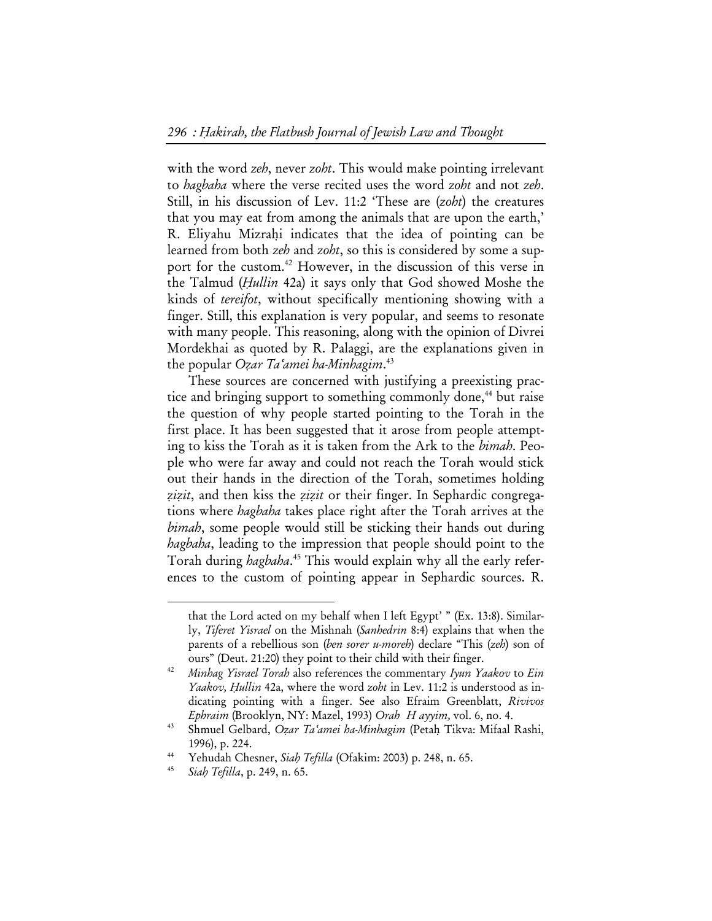with the word *zeh*, never *zoht*. This would make pointing irrelevant to *hagbaha* where the verse recited uses the word *zoht* and not *zeh*. Still, in his discussion of Lev. 11:2 'These are (*zoht*) the creatures that you may eat from among the animals that are upon the earth,' R. Eliyahu Mizraḥi indicates that the idea of pointing can be learned from both *zeh* and *zoht*, so this is considered by some a support for the custom.[42] However, in the discussion of this verse in the Talmud (*Ḥullin* 42a) it says only that God showed Moshe the kinds of *tereifot*, without specifically mentioning showing with a finger. Still, this explanation is very popular, and seems to resonate with many people. This reasoning, along with the opinion of Divrei Mordekhai as quoted by R. Palaggi, are the explanations given in the popular *Oẓar Ta'amei ha-Minhagim*.[43]

These sources are concerned with justifying a preexisting practice and bringing support to something commonly done,[44] but raise the question of why people started pointing to the Torah in the first place. It has been suggested that it arose from people attempting to kiss the Torah as it is taken from the Ark to the *bimah*. People who were far away and could not reach the Torah would stick out their hands in the direction of the Torah, sometimes holding *ẓiẓit*, and then kiss the *ẓiẓit* or their finger. In Sephardic congregations where *hagbaha* takes place right after the Torah arrives at the *bimah*, some people would still be sticking their hands out during *hagbaha*, leading to the impression that people should point to the Torah during *hagbaha*.[45] This would explain why all the early references to the custom of pointing appear in Sephardic sources. R.

---

that the Lord acted on my behalf when I left Egypt' " (Ex. 13:8). Similarly, *Tiferet Yisrael* on the Mishnah (*Sanhedrin* 8:4) explains that when the parents of a rebellious son (*ben sorer u-moreh*) declare "This (*zeh*) son of ours" (Deut. 21:20) they point to their child with their finger.

[42] *Minhag Yisrael Torah* also references the commentary *Iyun Yaakov* to *Ein Yaakov, Ḥullin* 42a, where the word *zoht* in Lev. 11:2 is understood as indicating pointing with a finger. See also Efraim Greenblatt, *Rivivos Ephraim* (Brooklyn, NY: Mazel, 1993) *Orah H ayyim*, vol. 6, no. 4.

[43] Shmuel Gelbard, *Oẓar Ta'amei ha-Minhagim* (Petaḥ Tikva: Mifaal Rashi, 1996), p. 224.

[44] Yehudah Chesner, *Siaḥ Tefilla* (Ofakim: 2003) p. 248, n. 65.

[45] *Siaḥ Tefilla*, p. 249, n. 65.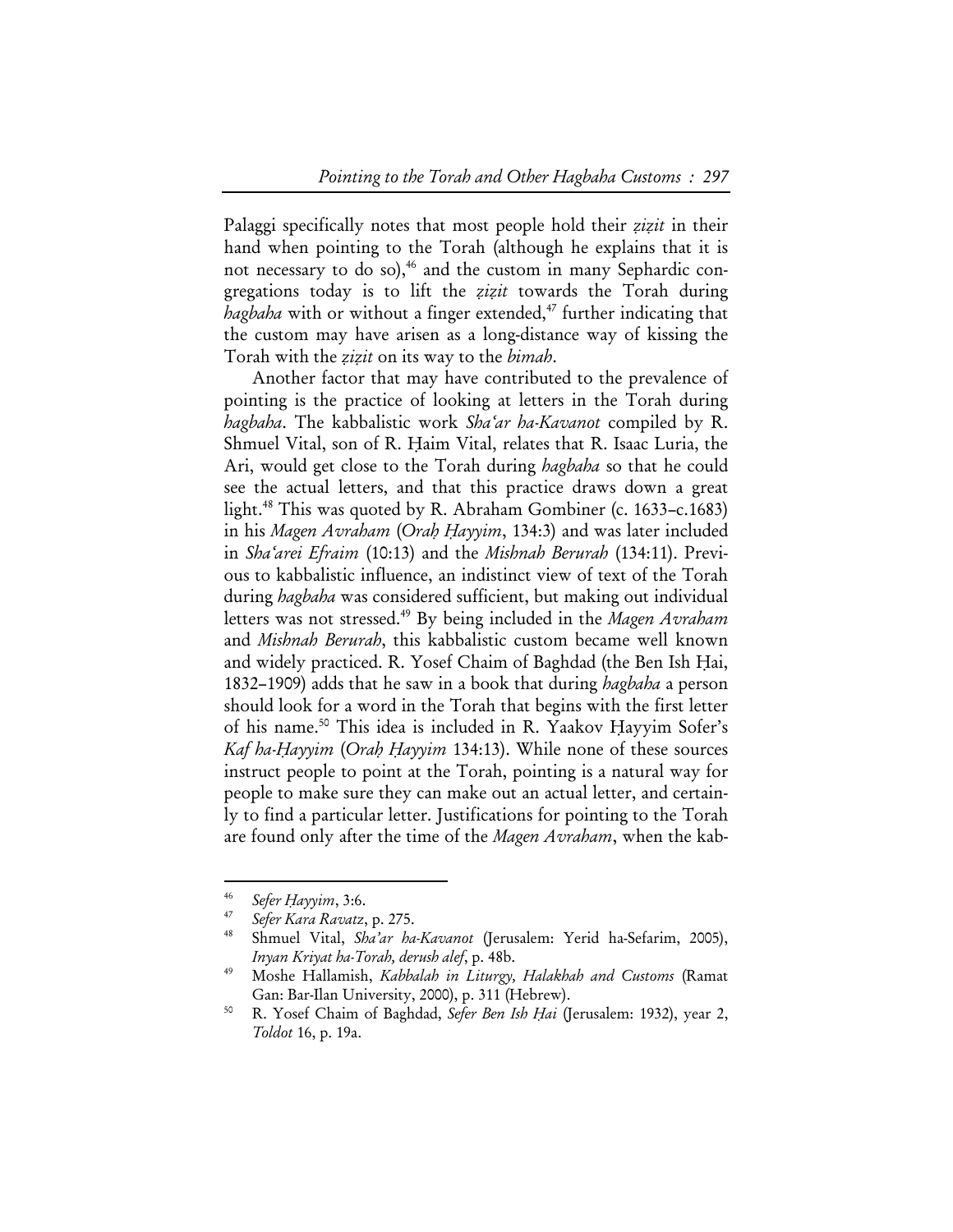Palaggi specifically notes that most people hold their *ẓiẓit* in their hand when pointing to the Torah (although he explains that it is not necessary to do so),[46] and the custom in many Sephardic congregations today is to lift the *ẓiẓit* towards the Torah during *hagbaha* with or without a finger extended,[47] further indicating that the custom may have arisen as a long-distance way of kissing the Torah with the *ẓiẓit* on its way to the *bimah*.

Another factor that may have contributed to the prevalence of pointing is the practice of looking at letters in the Torah during *hagbaha*. The kabbalistic work *Sha'ar ha-Kavanot* compiled by R. Shmuel Vital, son of R. Ḥaim Vital, relates that R. Isaac Luria, the Ari, would get close to the Torah during *hagbaha* so that he could see the actual letters, and that this practice draws down a great light.[48] This was quoted by R. Abraham Gombiner (c. 1633–c.1683) in his *Magen Avraham* (*Oraḥ Ḥayyim*, 134:3) and was later included in *Sha'arei Efraim* (10:13) and the *Mishnah Berurah* (134:11). Previous to kabbalistic influence, an indistinct view of text of the Torah during *hagbaha* was considered sufficient, but making out individual letters was not stressed.[49] By being included in the *Magen Avraham* and *Mishnah Berurah*, this kabbalistic custom became well known and widely practiced. R. Yosef Chaim of Baghdad (the Ben Ish Ḥai, 1832–1909) adds that he saw in a book that during *hagbaha* a person should look for a word in the Torah that begins with the first letter of his name.[50] This idea is included in R. Yaakov Ḥayyim Sofer's *Kaf ha-Ḥayyim* (*Oraḥ Ḥayyim* 134:13). While none of these sources instruct people to point at the Torah, pointing is a natural way for people to make sure they can make out an actual letter, and certainly to find a particular letter. Justifications for pointing to the Torah are found only after the time of the *Magen Avraham*, when the kab-

---

[46] *Sefer Ḥayyim*, 3:6.

[47] *Sefer Kara Ravatz*, p. 275.

[48] Shmuel Vital, *Sha'ar ha-Kavanot* (Jerusalem: Yerid ha-Sefarim, 2005), *Inyan Kriyat ha-Torah, derush alef*, p. 48b.

[49] Moshe Hallamish, *Kabbalah in Liturgy, Halakhah and Customs* (Ramat Gan: Bar-Ilan University, 2000), p. 311 (Hebrew).

[50] R. Yosef Chaim of Baghdad, *Sefer Ben Ish Ḥai* (Jerusalem: 1932), year 2, *Toldot* 16, p. 19a.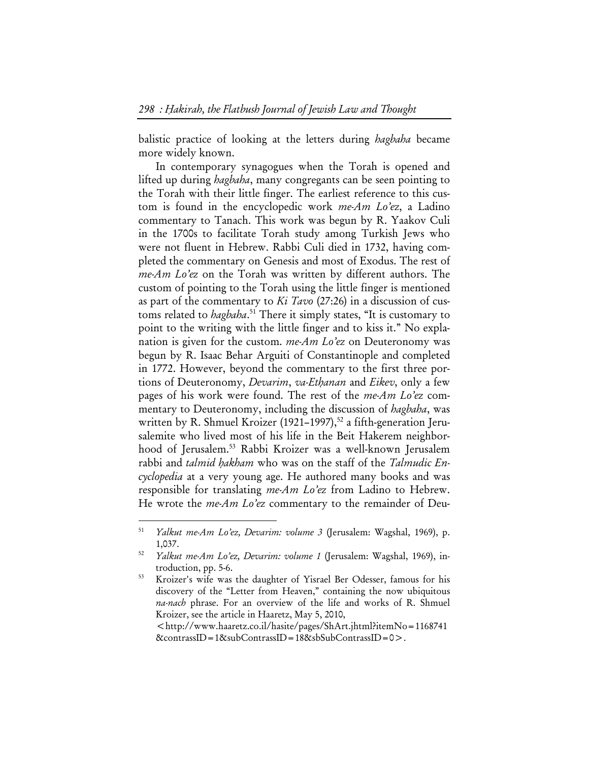balistic practice of looking at the letters during *hagbaha* became more widely known.

In contemporary synagogues when the Torah is opened and lifted up during *hagbaha*, many congregants can be seen pointing to the Torah with their little finger. The earliest reference to this custom is found in the encyclopedic work *me-Am Lo'ez*, a Ladino commentary to Tanach. This work was begun by R. Yaakov Culi in the 1700s to facilitate Torah study among Turkish Jews who were not fluent in Hebrew. Rabbi Culi died in 1732, having completed the commentary on Genesis and most of Exodus. The rest of *me-Am Lo'ez* on the Torah was written by different authors. The custom of pointing to the Torah using the little finger is mentioned as part of the commentary to *Ki Tavo* (27:26) in a discussion of customs related to *hagbaha*.[51] There it simply states, "It is customary to point to the writing with the little finger and to kiss it." No explanation is given for the custom. *me-Am Lo'ez* on Deuteronomy was begun by R. Isaac Behar Arguiti of Constantinople and completed in 1772. However, beyond the commentary to the first three portions of Deuteronomy, *Devarim*, *va-Ethanan* and *Eikev*, only a few pages of his work were found. The rest of the *me-Am Lo'ez* commentary to Deuteronomy, including the discussion of *hagbaha*, was written by R. Shmuel Kroizer (1921–1997),[52] a fifth-generation Jerusalemite who lived most of his life in the Beit Hakerem neighborhood of Jerusalem.[53] Rabbi Kroizer was a well-known Jerusalem rabbi and *talmid hakham* who was on the staff of the *Talmudic Encyclopedia* at a very young age. He authored many books and was responsible for translating *me-Am Lo'ez* from Ladino to Hebrew. He wrote the *me-Am Lo'ez* commentary to the remainder of Deu-

---

[51] *Yalkut me-Am Lo'ez, Devarim: volume 3* (Jerusalem: Wagshal, 1969), p. 1,037.

[52] *Yalkut me-Am Lo'ez, Devarim: volume 1* (Jerusalem: Wagshal, 1969), introduction, pp. 5-6.

[53] Kroizer's wife was the daughter of Yisrael Ber Odesser, famous for his discovery of the "Letter from Heaven," containing the now ubiquitous *na-nach* phrase. For an overview of the life and works of R. Shmuel Kroizer, see the article in Haaretz, May 5, 2010, <http://www.haaretz.co.il/hasite/pages/ShArt.jhtml?itemNo=1168741&contrassID=1&subContrassID=18&sbSubContrassID=0>.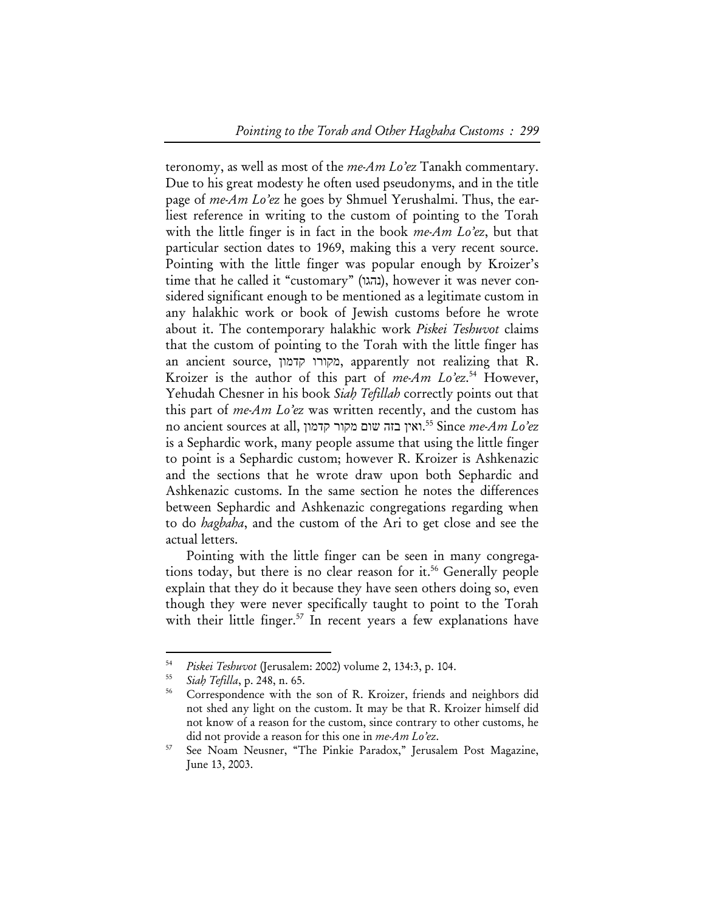teronomy, as well as most of the *me-Am Lo'ez* Tanakh commentary. Due to his great modesty he often used pseudonyms, and in the title page of *me-Am Lo'ez* he goes by Shmuel Yerushalmi. Thus, the earliest reference in writing to the custom of pointing to the Torah with the little finger is in fact in the book *me-Am Lo'ez*, but that particular section dates to 1969, making this a very recent source. Pointing with the little finger was popular enough by Kroizer's time that he called it "customary" (נהגו), however it was never considered significant enough to be mentioned as a legitimate custom in any halakhic work or book of Jewish customs before he wrote about it. The contemporary halakhic work *Piskei Teshuvot* claims that the custom of pointing to the Torah with the little finger has an ancient source, מקורו קדמון, apparently not realizing that R. Kroizer is the author of this part of *me-Am Lo'ez*.[54] However, Yehudah Chesner in his book *Siaḥ Tefillah* correctly points out that this part of *me-Am Lo'ez* was written recently, and the custom has no ancient sources at all, ואין בזה שום מקור קדמון.[55] Since *me-Am Lo'ez* is a Sephardic work, many people assume that using the little finger to point is a Sephardic custom; however R. Kroizer is Ashkenazic and the sections that he wrote draw upon both Sephardic and Ashkenazic customs. In the same section he notes the differences between Sephardic and Ashkenazic congregations regarding when to do *hagbaha*, and the custom of the Ari to get close and see the actual letters.

Pointing with the little finger can be seen in many congregations today, but there is no clear reason for it.[56] Generally people explain that they do it because they have seen others doing so, even though they were never specifically taught to point to the Torah with their little finger.[57] In recent years a few explanations have

---

[54] *Piskei Teshuvot* (Jerusalem: 2002) volume 2, 134:3, p. 104.

[55] *Siaḥ Tefilla*, p. 248, n. 65.

[56] Correspondence with the son of R. Kroizer, friends and neighbors did not shed any light on the custom. It may be that R. Kroizer himself did not know of a reason for the custom, since contrary to other customs, he did not provide a reason for this one in *me-Am Lo'ez*.

[57] See Noam Neusner, "The Pinkie Paradox," Jerusalem Post Magazine, June 13, 2003.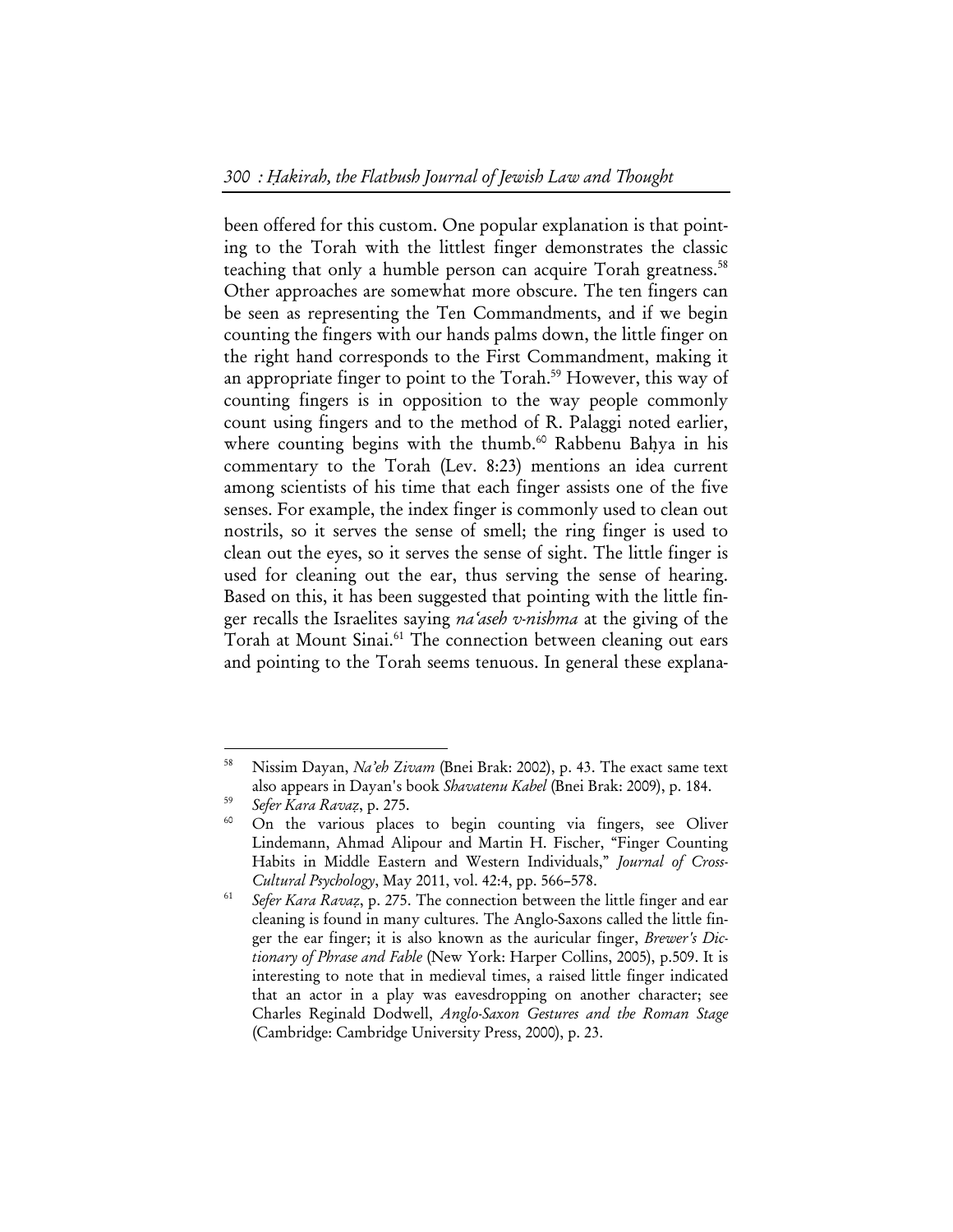been offered for this custom. One popular explanation is that pointing to the Torah with the littlest finger demonstrates the classic teaching that only a humble person can acquire Torah greatness.[58] Other approaches are somewhat more obscure. The ten fingers can be seen as representing the Ten Commandments, and if we begin counting the fingers with our hands palms down, the little finger on the right hand corresponds to the First Commandment, making it an appropriate finger to point to the Torah.[59] However, this way of counting fingers is in opposition to the way people commonly count using fingers and to the method of R. Palaggi noted earlier, where counting begins with the thumb.[60] Rabbenu Baḥya in his commentary to the Torah (Lev. 8:23) mentions an idea current among scientists of his time that each finger assists one of the five senses. For example, the index finger is commonly used to clean out nostrils, so it serves the sense of smell; the ring finger is used to clean out the eyes, so it serves the sense of sight. The little finger is used for cleaning out the ear, thus serving the sense of hearing. Based on this, it has been suggested that pointing with the little finger recalls the Israelites saying *na'aseh v-nishma* at the giving of the Torah at Mount Sinai.[61] The connection between cleaning out ears and pointing to the Torah seems tenuous. In general these explana-

---

58 Nissim Dayan, *Na'eh Zivam* (Bnei Brak: 2002), p. 43. The exact same text also appears in Dayan's book *Shavatenu Kabel* (Bnei Brak: 2009), p. 184.

59 *Sefer Kara Ravaẓ*, p. 275.

60 On the various places to begin counting via fingers, see Oliver Lindemann, Ahmad Alipour and Martin H. Fischer, "Finger Counting Habits in Middle Eastern and Western Individuals," *Journal of Cross-Cultural Psychology*, May 2011, vol. 42:4, pp. 566–578.

61 *Sefer Kara Ravaẓ*, p. 275. The connection between the little finger and ear cleaning is found in many cultures. The Anglo-Saxons called the little finger the ear finger; it is also known as the auricular finger, *Brewer's Dictionary of Phrase and Fable* (New York: Harper Collins, 2005), p.509. It is interesting to note that in medieval times, a raised little finger indicated that an actor in a play was eavesdropping on another character; see Charles Reginald Dodwell, *Anglo-Saxon Gestures and the Roman Stage* (Cambridge: Cambridge University Press, 2000), p. 23.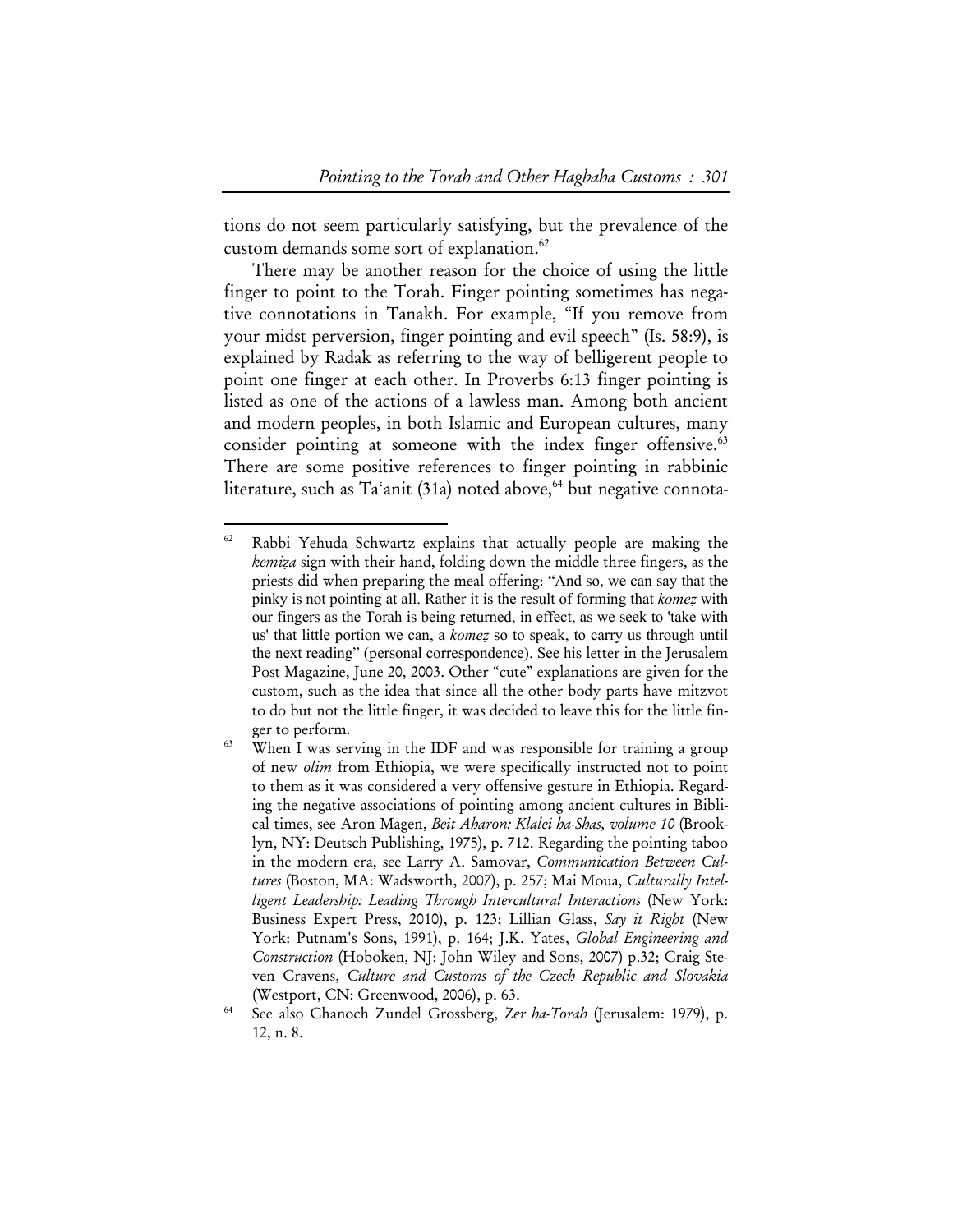tions do not seem particularly satisfying, but the prevalence of the custom demands some sort of explanation.[62]

There may be another reason for the choice of using the little finger to point to the Torah. Finger pointing sometimes has negative connotations in Tanakh. For example, "If you remove from your midst perversion, finger pointing and evil speech" (Is. 58:9), is explained by Radak as referring to the way of belligerent people to point one finger at each other. In Proverbs 6:13 finger pointing is listed as one of the actions of a lawless man. Among both ancient and modern peoples, in both Islamic and European cultures, many consider pointing at someone with the index finger offensive.[63] There are some positive references to finger pointing in rabbinic literature, such as Ta'anit (31a) noted above,[64] but negative connota-

---

[62] Rabbi Yehuda Schwartz explains that actually people are making the *kemiẓa* sign with their hand, folding down the middle three fingers, as the priests did when preparing the meal offering: "And so, we can say that the pinky is not pointing at all. Rather it is the result of forming that *komeẓ* with our fingers as the Torah is being returned, in effect, as we seek to 'take with us' that little portion we can, a *komeẓ* so to speak, to carry us through until the next reading" (personal correspondence). See his letter in the Jerusalem Post Magazine, June 20, 2003. Other "cute" explanations are given for the custom, such as the idea that since all the other body parts have mitzvot to do but not the little finger, it was decided to leave this for the little finger to perform.

[63] When I was serving in the IDF and was responsible for training a group of new *olim* from Ethiopia, we were specifically instructed not to point to them as it was considered a very offensive gesture in Ethiopia. Regarding the negative associations of pointing among ancient cultures in Biblical times, see Aron Magen, *Beit Aharon: Klalei ha-Shas, volume 10* (Brooklyn, NY: Deutsch Publishing, 1975), p. 712. Regarding the pointing taboo in the modern era, see Larry A. Samovar, *Communication Between Cultures* (Boston, MA: Wadsworth, 2007), p. 257; Mai Moua, *Culturally Intelligent Leadership: Leading Through Intercultural Interactions* (New York: Business Expert Press, 2010), p. 123; Lillian Glass, *Say it Right* (New York: Putnam's Sons, 1991), p. 164; J.K. Yates, *Global Engineering and Construction* (Hoboken, NJ: John Wiley and Sons, 2007) p.32; Craig Steven Cravens, *Culture and Customs of the Czech Republic and Slovakia* (Westport, CN: Greenwood, 2006), p. 63.

[64] See also Chanoch Zundel Grossberg, *Zer ha-Torah* (Jerusalem: 1979), p. 12, n. 8.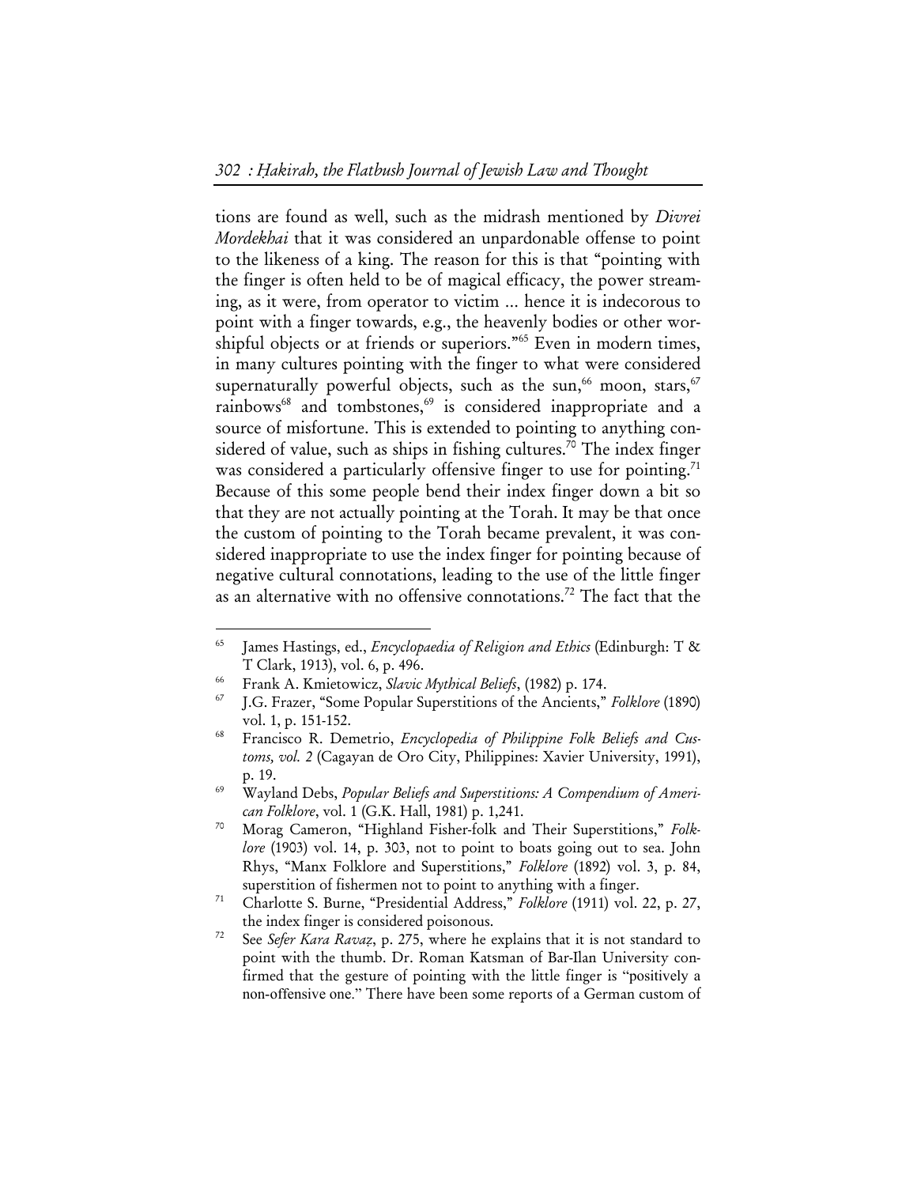tions are found as well, such as the midrash mentioned by *Divrei Mordekhai* that it was considered an unpardonable offense to point to the likeness of a king. The reason for this is that "pointing with the finger is often held to be of magical efficacy, the power streaming, as it were, from operator to victim ... hence it is indecorous to point with a finger towards, e.g., the heavenly bodies or other worshipful objects or at friends or superiors."[65] Even in modern times, in many cultures pointing with the finger to what were considered supernaturally powerful objects, such as the sun,[66] moon, stars,[67] rainbows[68] and tombstones,[69] is considered inappropriate and a source of misfortune. This is extended to pointing to anything considered of value, such as ships in fishing cultures.[70] The index finger was considered a particularly offensive finger to use for pointing.[71] Because of this some people bend their index finger down a bit so that they are not actually pointing at the Torah. It may be that once the custom of pointing to the Torah became prevalent, it was considered inappropriate to use the index finger for pointing because of negative cultural connotations, leading to the use of the little finger as an alternative with no offensive connotations.[72] The fact that the

---

[65] James Hastings, ed., *Encyclopaedia of Religion and Ethics* (Edinburgh: T & T Clark, 1913), vol. 6, p. 496.

[66] Frank A. Kmietowicz, *Slavic Mythical Beliefs*, (1982) p. 174.

[67] J.G. Frazer, "Some Popular Superstitions of the Ancients," *Folklore* (1890) vol. 1, p. 151-152.

[68] Francisco R. Demetrio, *Encyclopedia of Philippine Folk Beliefs and Customs, vol. 2* (Cagayan de Oro City, Philippines: Xavier University, 1991), p. 19.

[69] Wayland Debs, *Popular Beliefs and Superstitions: A Compendium of American Folklore*, vol. 1 (G.K. Hall, 1981) p. 1,241.

[70] Morag Cameron, "Highland Fisher-folk and Their Superstitions," *Folklore* (1903) vol. 14, p. 303, not to point to boats going out to sea. John Rhys, "Manx Folklore and Superstitions," *Folklore* (1892) vol. 3, p. 84, superstition of fishermen not to point to anything with a finger.

[71] Charlotte S. Burne, "Presidential Address," *Folklore* (1911) vol. 22, p. 27, the index finger is considered poisonous.

[72] See *Sefer Kara Ravaẓ*, p. 275, where he explains that it is not standard to point with the thumb. Dr. Roman Katsman of Bar-Ilan University confirmed that the gesture of pointing with the little finger is "positively a non-offensive one." There have been some reports of a German custom of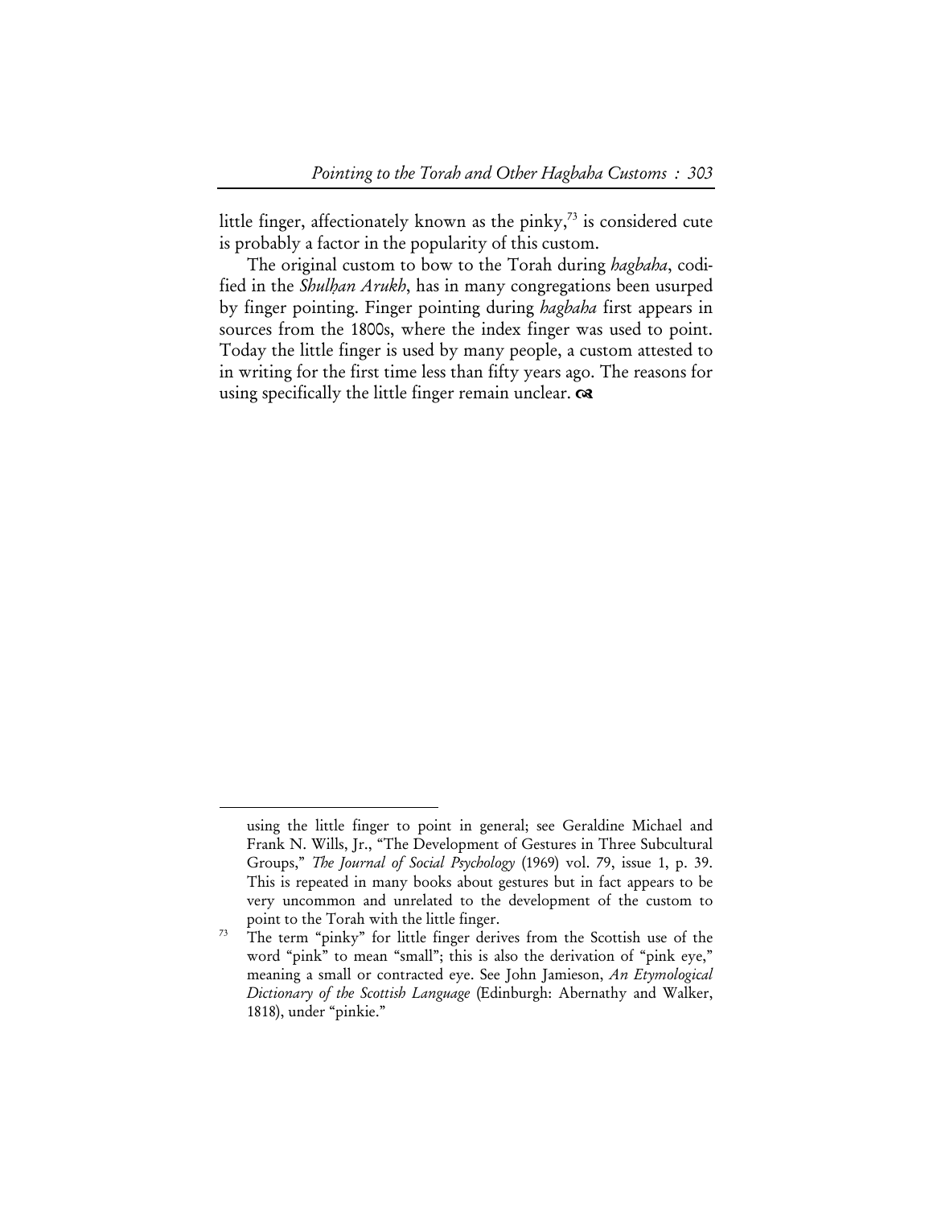little finger, affectionately known as the pinky,[73] is considered cute is probably a factor in the popularity of this custom.

The original custom to bow to the Torah during *hagbaha*, codified in the *Shulḥan Arukh*, has in many congregations been usurped by finger pointing. Finger pointing during *hagbaha* first appears in sources from the 1800s, where the index finger was used to point. Today the little finger is used by many people, a custom attested to in writing for the first time less than fifty years ago. The reasons for using specifically the little finger remain unclear. ☙

---

using the little finger to point in general; see Geraldine Michael and Frank N. Wills, Jr., "The Development of Gestures in Three Subcultural Groups," *The Journal of Social Psychology* (1969) vol. 79, issue 1, p. 39. This is repeated in many books about gestures but in fact appears to be very uncommon and unrelated to the development of the custom to point to the Torah with the little finger.

[73] The term "pinky" for little finger derives from the Scottish use of the word "pink" to mean "small"; this is also the derivation of "pink eye," meaning a small or contracted eye. See John Jamieson, *An Etymological Dictionary of the Scottish Language* (Edinburgh: Abernathy and Walker, 1818), under "pinkie."